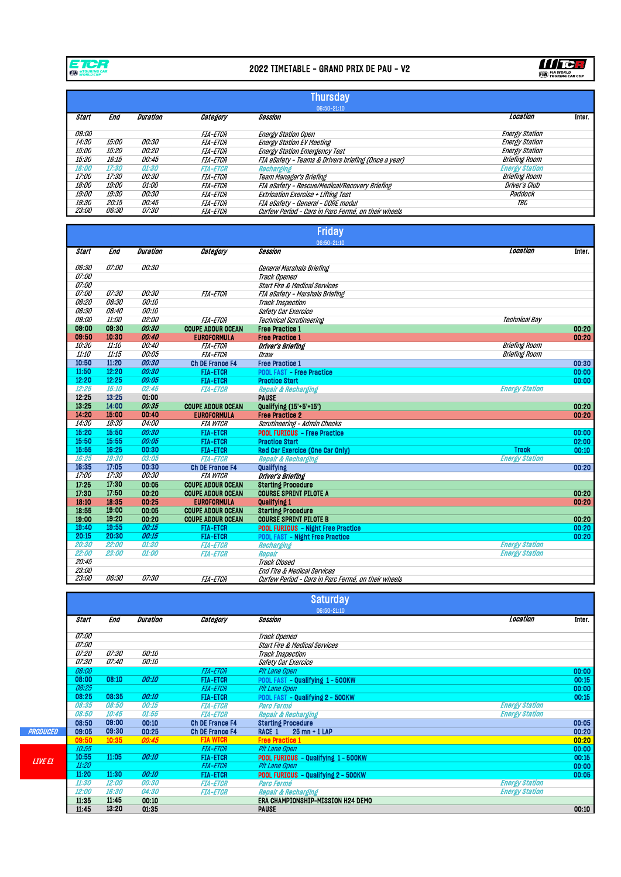# 2022 TIMETABLE - GRAND PRIX DE PAU - V2

## Thursday

06:50-21:10

| Start | End | Duration | Category | Session | Location | Inter. |
|---|---|---|---|---|---|---|
| 09:00 | | | FIA-ETCR | Energy Station Open | Energy Station | |
| 14:30 | 15:00 | 00:30 | FIA-ETCR | Energy Station EV Meeting | Energy Station | |
| 15:00 | 15:20 | 00:20 | FIA-ETCR | Energy Station Emergency Test | Energy Station | |
| 15:30 | 16:15 | 00:45 | FIA-ETCR | FIA eSafety - Teams & Drivers briefing (Once a year) | Briefing Room | |
| 16:00 | 17:30 | 01:30 | FIA-ETCR | Recharging | Energy Station | |
| 17:00 | 17:30 | 00:30 | FIA-ETCR | Team Manager's Briefing | Briefing Room | |
| 18:00 | 19:00 | 01:00 | FIA-ETCR | FIA eSafety - Rescue/Medical/Recovery Briefing | Driver's Club | |
| 19:00 | 19:30 | 00:30 | FIA-ETCR | Extrication Exercise + Lifting Test | Paddock | |
| 19:30 | 20:15 | 00:45 | FIA-ETCR | FIA eSafety - General - CORE modul | TBC | |
| 23:00 | 06:30 | 07:30 | FIA-ETCR | Curfew Period - Cars in Parc Fermé, on their wheels | | |

## Friday

06:50-21:10

| Start | End | Duration | Category | Session | Location | Inter. |
|---|---|---|---|---|---|---|
| 06:30 | 07:00 | 00:30 | | General Marshals Briefing | | |
| 07:00 | | | | Track Opened | | |
| 07:00 | | | | Start Fire & Medical Services | | |
| 07:00 | 07:30 | 00:30 | FIA-ETCR | FIA eSafety - Marshals Briefing | | |
| 08:20 | 08:30 | 00:10 | | Track Inspection | | |
| 08:30 | 08:40 | 00:10 | | Safety Car Exercice | | |
| 09:00 | 11:00 | 02:00 | FIA-ETCR | Technical Scrutineering | Technical Bay | |
| 09:00 | 09:30 | 00:30 | COUPE ADOUR OCEAN | Free Practice 1 | | 00:20 |
| 09:50 | 10:30 | 00:40 | EUROFORMULA | Free Practice 1 | | 00:20 |
| 10:30 | 11:10 | 00:40 | FIA-ETCR | Driver's Briefing | Briefing Room | |
| 11:10 | 11:15 | 00:05 | FIA-ETCR | Draw | Briefing Room | |
| 10:50 | 11:20 | 00:30 | Ch DE France F4 | Free Practice 1 | | 00:30 |
| 11:50 | 12:20 | 00:30 | FIA-ETCR | POOL FAST - Free Practice | | 00:00 |
| 12:20 | 12:25 | 00:05 | FIA-ETCR | Practice Start | | 00:00 |
| 12:25 | 15:10 | 02:45 | FIA-ETCR | Repair & Recharging | Energy Station | |
| 12:25 | 13:25 | 01:00 | | PAUSE | | |
| 13:25 | 14:00 | 00:35 | COUPE ADOUR OCEAN | Qualifying (15'+5'+15') | | 00:20 |
| 14:20 | 15:00 | 00:40 | EUROFORMULA | Free Practice 2 | | 00:20 |
| 14:30 | 18:30 | 04:00 | FIA WTCR | Scrutineering - Admin Checks | | |
| 15:20 | 15:50 | 00:30 | FIA-ETCR | POOL FURIOUS - Free Practice | | 00:00 |
| 15:50 | 15:55 | 00:05 | FIA-ETCR | Practice Start | | 02:00 |
| 15:55 | 16:25 | 00:30 | FIA-ETCR | Red Car Exercice (One Car Only) | Track | 00:10 |
| 16:25 | 19:30 | 03:05 | FIA-ETCR | Repair & Recharging | Energy Station | |
| 16:35 | 17:05 | 00:30 | Ch DE France F4 | Qualifying | | 00:20 |
| 17:00 | 17:30 | 00:30 | FIA WTCR | Driver's Briefing | | |
| 17:25 | 17:30 | 00:05 | COUPE ADOUR OCEAN | Starting Procedure | | |
| 17:30 | 17:50 | 00:20 | COUPE ADOUR OCEAN | COURSE SPRINT PILOTE A | | 00:20 |
| 18:10 | 18:35 | 00:25 | EUROFORMULA | Qualifying 1 | | 00:20 |
| 18:55 | 19:00 | 00:05 | COUPE ADOUR OCEAN | Starting Procedure | | |
| 19:00 | 19:20 | 00:20 | COUPE ADOUR OCEAN | COURSE SPRINT PILOTE B | | 00:20 |
| 19:40 | 19:55 | 00:15 | FIA-ETCR | POOL FURIOUS - Night Free Practice | | 00:20 |
| 20:15 | 20:30 | 00:15 | FIA-ETCR | POOL FAST - Night Free Practice | | 00:20 |
| 20:30 | 22:00 | 01:30 | FIA-ETCR | Recharging | Energy Station | |
| 22:00 | 23:00 | 01:00 | FIA-ETCR | Repair | Energy Station | |
| 20:45 | | | | Track Closed | | |
| 23:00 | | | | End Fire & Medical Services | | |
| 23:00 | 06:30 | 07:30 | FIA-ETCR | Curfew Period - Cars in Parc Fermé, on their wheels | | |

## Saturday

06:50-21:10

| | Start | End | Duration | Category | Session | Location | Inter. |
|---|---|---|---|---|---|---|---|
| | 07:00 | | | | Track Opened | | |
| | 07:00 | | | | Start Fire & Medical Services | | |
| | 07:20 | 07:30 | 00:10 | | Track Inspection | | |
| | 07:30 | 07:40 | 00:10 | | Safety Car Exercice | | |
| | 08:00 | | | FIA-ETCR | Pit Lane Open | | 00:00 |
| | 08:00 | 08:10 | 00:10 | FIA-ETCR | POOL FAST - Qualifying 1 - 500KW | | 00:15 |
| | 08:25 | | | FIA-ETCR | Pit Lane Open | | 00:00 |
| | 08:25 | 08:35 | 00:10 | FIA-ETCR | POOL FAST - Qualifying 2 - 500KW | | 00:15 |
| | 08:35 | 08:50 | 00:15 | FIA-ETCR | Parc Fermé | Energy Station | |
| | 08:50 | 10:45 | 01:55 | FIA-ETCR | Repair & Recharging | Energy Station | |
| | 08:50 | 09:00 | 00:10 | Ch DE France F4 | Starting Procedure | | 00:05 |
| PRODUCED | 09:05 | 09:30 | 00:25 | Ch DE France F4 | RACE 1 25 mn + 1 LAP | | 00:20 |
| | 09:50 | 10:35 | 00:45 | FIA WTCR | Free Practice 1 | | 00:20 |
| LIVE E1 | 10:55 | | | FIA-ETCR | Pit Lane Open | | 00:00 |
| LIVE E1 | 10:55 | 11:05 | 00:10 | FIA-ETCR | POOL FURIOUS - Qualifying 1 - 500KW | | 00:15 |
| LIVE E1 | 11:20 | | | FIA-ETCR | Pit Lane Open | | 00:00 |
| | 11:20 | 11:30 | 00:10 | FIA-ETCR | POOL FURIOUS - Qualifying 2 - 500KW | | 00:05 |
| | 11:30 | 12:00 | 00:30 | FIA-ETCR | Parc Fermé | Energy Station | |
| | 12:00 | 16:30 | 04:30 | FIA-ETCR | Repair & Recharging | Energy Station | |
| | 11:35 | 11:45 | 00:10 | | ERA CHAMPIONSHIP-MISSION H24 DEMO | | |
| | 11:45 | 13:20 | 01:35 | | PAUSE | | 00:10 |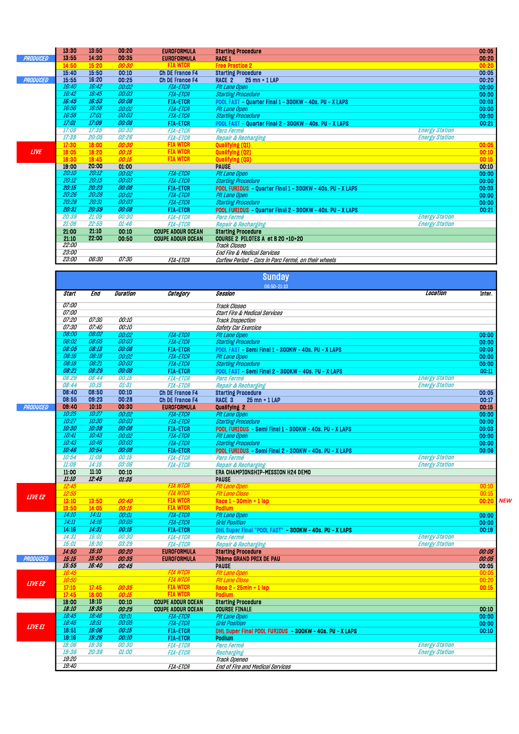| | Start | End | Duration | Category | Session | Location | Inter. |
|---|---|---|---|---|---|---|---|
| | 13:30 | 13:50 | 00:20 | EUROFORMULA | Starting Procedure | | 00:05 |
| PRODUCED | 13:55 | 14:30 | 00:35 | EUROFORMULA | RACE 1 | | 00:20 |
| | 14:50 | 15:20 | 00:30 | FIA WTCR | Free Practice 2 | | 00:20 |
| | 15:40 | 15:50 | 00:10 | Ch DE France F4 | Starting Procedure | | 00:05 |
| PRODUCED | 15:55 | 16:20 | 00:25 | Ch DE France F4 | RACE 2 25 mn + 1 LAP | | 00:20 |
| | 16:40 | 16:42 | 00:02 | FIA-ETCR | Pit Lane Open | | 00:00 |
| | 16:42 | 16:45 | 00:03 | FIA-ETCR | Starting Procedure | | 00:00 |
| | 16:45 | 16:53 | 00:08 | FIA-ETCR | POOL FAST - Quarter Final 1 - 300KW - 40s. PU - X LAPS | | 00:03 |
| | 16:56 | 16:58 | 00:02 | FIA-ETCR | Pit Lane Open | | 00:00 |
| | 16:58 | 17:01 | 00:03 | FIA-ETCR | Starting Procedure | | 00:00 |
| | 17:01 | 17:09 | 00:08 | FIA-ETCR | POOL FAST - Quarter Final 2 - 300KW - 40s. PU - X LAPS | | 00:21 |
| | 17:09 | 17:39 | 00:30 | FIA-ETCR | Parc Fermé | Energy Station | |
| | 17:39 | 20:05 | 02:26 | FIA-ETCR | Repair & Recharging | Energy Station | |
| LIVE | 17:30 | 18:00 | 00:30 | FIA WTCR | Qualifying (Q1) | | 00:05 |
| | 18:05 | 18:20 | 00:15 | FIA WTCR | Qualifying (Q2) | | 00:10 |
| | 18:30 | 18:45 | 00:15 | FIA WTCR | Qualifying (Q3) | | 00:15 |
| | 19:00 | 20:00 | 01:00 | | PAUSE | | 00:10 |
| | 20:10 | 20:12 | 00:02 | FIA-ETCR | Pit Lane Open | | 00:00 |
| | 20:12 | 20:15 | 00:03 | FIA-ETCR | Starting Procedure | | 00:00 |
| | 20:15 | 20:23 | 00:08 | FIA-ETCR | POOL FURIOUS - Quarter Final 1 - 300KW - 40s. PU - X LAPS | | 00:03 |
| | 20:26 | 20:28 | 00:02 | FIA-ETCR | Pit Lane Open | | 00:00 |
| | 20:28 | 20:31 | 00:03 | FIA-ETCR | Starting Procedure | | 00:00 |
| | 20:31 | 20:39 | 00:08 | FIA-ETCR | POOL FURIOUS - Quarter Final 2 - 300KW - 40s. PU - X LAPS | | 00:21 |
| | 20:39 | 21:09 | 00:30 | FIA-ETCR | Parc Fermé | Energy Station | |
| | 21:09 | 22:55 | 01:46 | FIA-ETCR | Repair & Recharging | Energy Station | |
| | 21:00 | 21:10 | 00:10 | COUPE ADOUR OCEAN | Starting Procedure | | |
| | 21:10 | 22:00 | 00:50 | COUPE ADOUR OCEAN | COURSE 2 PILOTES A et B 20 +10+20 | | |
| | 22:00 | | | | Track Closed | | |
| | 23:00 | | | | End Fire & Medical Services | | |
| | 23:00 | 06:30 | 07:30 | FIA-ETCR | Curfew Period - Cars in Parc Fermé, on their wheels | | |

## Sunday

06:50-21:10

| | Start | End | Duration | Category | Session | Location | Inter. | |
|---|---|---|---|---|---|---|---|---|
| | 07:00 | | | | Track Closed | | | |
| | 07:00 | | | | Start Fire & Medical Services | | | |
| | 07:20 | 07:30 | 00:10 | | Track Inspection | | | |
| | 07:30 | 07:40 | 00:10 | | Safety Car Exercice | | | |
| | 08:00 | 08:02 | 00:02 | FIA-ETCR | Pit Lane Open | | 00:00 | |
| | 08:02 | 08:05 | 00:03 | FIA-ETCR | Starting Procedure | | 00:00 | |
| | 08:05 | 08:13 | 00:08 | FIA-ETCR | POOL FAST - Semi Final 1 - 300KW - 40s. PU - X LAPS | | 00:03 | |
| | 08:16 | 08:18 | 00:02 | FIA-ETCR | Pit Lane Open | | 00:00 | |
| | 08:18 | 08:21 | 00:03 | FIA-ETCR | Starting Procedure | | 00:00 | |
| | 08:21 | 08:29 | 00:08 | FIA-ETCR | POOL FAST - Semi Final 2 - 300KW - 40s. PU - X LAPS | | 00:11 | |
| | 08:29 | 08:44 | 00:15 | FIA-ETCR | Parc Fermé | Energy Station | | |
| | 08:44 | 10:15 | 01:31 | FIA-ETCR | Repair & Recharging | Energy Station | | |
| | 08:40 | 08:50 | 00:10 | Ch DE France F4 | Starting Procedure | | 00:05 | |
| | 08:55 | 09:23 | 00:28 | Ch DE France F4 | RACE 3 25 mn + 1 LAP | | 00:17 | |
| PRODUCED | 09:40 | 10:10 | 00:30 | EUROFORMULA | Qualifying 2 | | 00:15 | |
| | 10:25 | 10:27 | 00:02 | FIA-ETCR | Pit Lane Open | | 00:00 | |
| | 10:27 | 10:30 | 00:03 | FIA-ETCR | Starting Procedure | | 00:00 | |
| | 10:30 | 10:38 | 00:08 | FIA-ETCR | POOL FURIOUS - Semi Final 1 - 300KW - 40s. PU - X LAPS | | 00:03 | |
| | 10:41 | 10:43 | 00:02 | FIA-ETCR | Pit Lane Open | | 00:00 | |
| | 10:43 | 10:46 | 00:03 | FIA-ETCR | Starting Procedure | | 00:00 | |
| | 10:46 | 10:54 | 00:08 | FIA-ETCR | POOL FURIOUS - Semi Final 2 - 300KW - 40s. PU - X LAPS | | 00:06 | |
| | 10:54 | 11:09 | 00:15 | FIA-ETCR | Parc Fermé | Energy Station | | |
| | 11:09 | 14:15 | 03:06 | FIA-ETCR | Repair & Recharging | Energy Station | | |
| | 11:00 | 11:10 | 00:10 | | ERA CHAMPIONSHIP-MISSION H24 DEMO | | | |
| | 11:10 | 12:45 | 01:35 | | PAUSE | | | |
| LIVE E2 | 12:45 | | | FIA WTCR | Pit Lane Open | | 00:10 | |
| | 12:55 | | | FIA WTCR | Pit Lane Close | | 00:15 | |
| | 13:10 | 13:50 | 00:40 | FIA WTCR | Race 1 - 30min + 1 lap | | 00:20 | NEW |
| | 13:50 | 14:05 | 00:15 | FIA WTCR | Podium | | | |
| | 14:10 | 14:11 | 00:01 | FIA-ETCR | Pit Lane Open | | 00:00 | |
| | 14:11 | 14:16 | 00:05 | FIA-ETCR | Grid Position | | 00:00 | |
| | 14:16 | 14:31 | 00:15 | FIA-ETCR | DHL Super Final "POOL FAST" - 300KW - 40s. PU - X LAPS | | 00:19 | |
| | 14:31 | 15:01 | 00:30 | FIA-ETCR | Parc Fermé | Energy Station | | |
| | 15:01 | 18:30 | 03:29 | FIA-ETCR | Repair & Recharging | Energy Station | | |
| | 14:50 | 15:10 | 00:20 | EUROFORMULA | Starting Procedure | | 00:05 | |
| PRODUCED | 15:15 | 15:50 | 00:35 | EUROFORMULA | 79ème GRAND PRIX DE PAU | | 00:05 | |
| | 15:55 | 16:40 | 00:45 | | PAUSE | | 00:05 | |
| LIVE E2 | 16:45 | | | FIA WTCR | Pit Lane Open | | 00:05 | |
| | 16:50 | | | FIA WTCR | Pit Lane Close | | 00:20 | |
| | 17:10 | 17:45 | 00:35 | FIA WTCR | Race 2 - 25min + 1 lap | | 00:15 | |
| | 17:45 | 18:00 | 00:15 | FIA WTCR | Podium | | | |
| | 18:00 | 18:10 | 00:10 | COUPE ADOUR OCEAN | Starting Procedure | | | |
| | 18:10 | 18:35 | 00:25 | COUPE ADOUR OCEAN | COURSE FINALE | | 00:10 | |
| LIVE E1 | 18:45 | 18:46 | 00:01 | FIA-ETCR | Pit Lane Open | | 00:00 | |
| | 18:46 | 18:51 | 00:05 | FIA-ETCR | Grid Position | | 00:00 | |
| | 18:51 | 19:06 | 00:15 | FIA-ETCR | DHL Super Final POOL FURIOUS - 300KW - 40s. PU - X LAPS | | 00:10 | |
| | 19:16 | 19:26 | 00:10 | FIA-ETCR | Podium | | | |
| | 19:06 | 19:36 | 00:30 | FIA-ETCR | Parc Fermé | Energy Station | | |
| | 19:36 | 20:36 | 01:00 | FIA-ETCR | Recharging | Energy Station | | |
| | 19:20 | | | | Track Openeo | | | |
| | 19:40 | | | FIA-ETCR | End of Fire and Medical Services | | | |